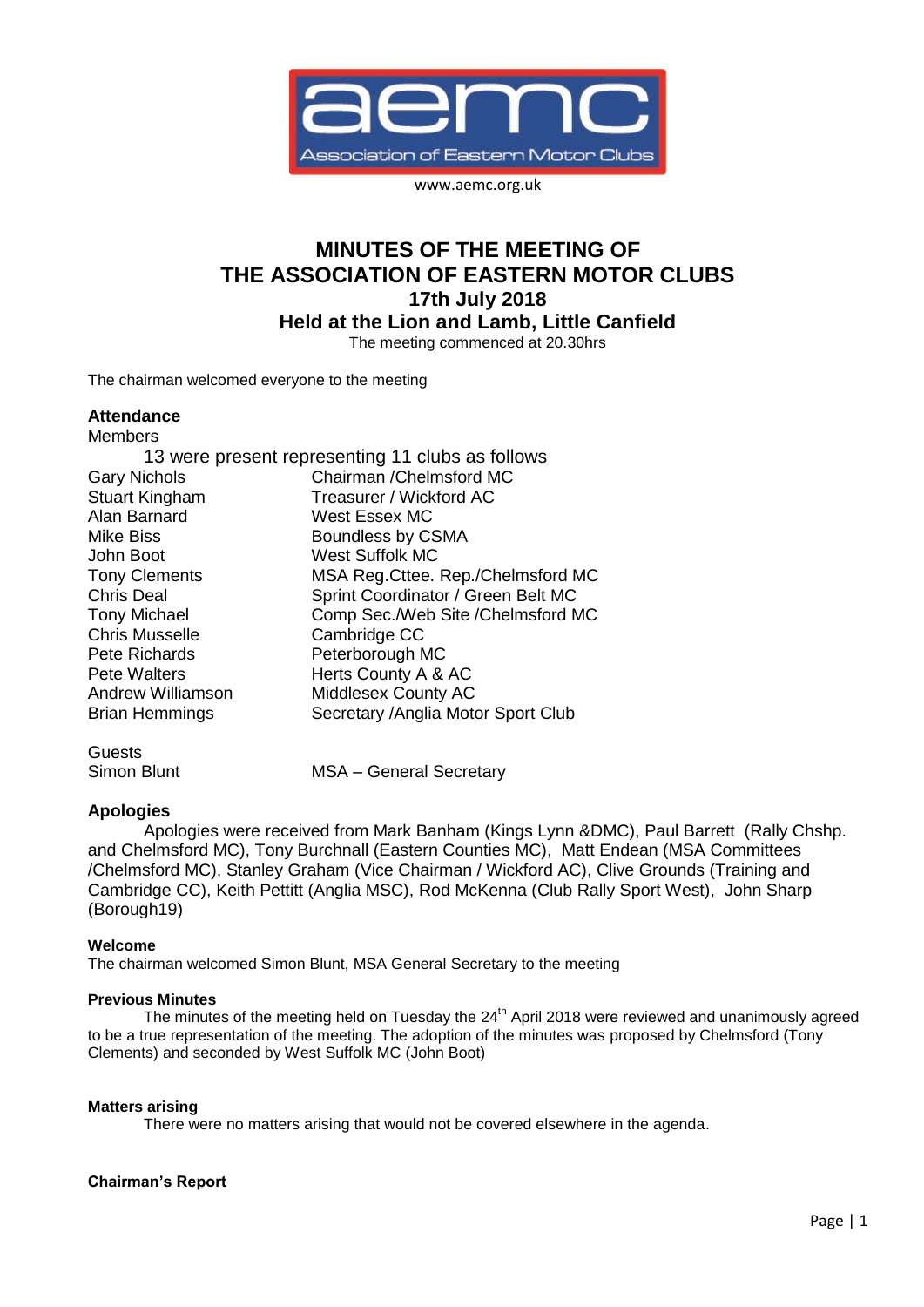www.aemc.org.uk

# MINUTES OF THE MEETING OF THE ASSOCIATION OF EASTERN MOTOR CLUBS

## 17th July 2018

## Held at the Lion and Lamb, Little Canfield

The meeting commenced at 20.30hrs

The chairman welcomed everyone to the meeting

**Attendance**

Members

13 were present representing 11 clubs as follows

| | |
|---|---|
| Gary Nichols | Chairman /Chelmsford MC |
| Stuart Kingham | Treasurer / Wickford AC |
| Alan Barnard | West Essex MC |
| Mike Biss | Boundless by CSMA |
| John Boot | West Suffolk MC |
| Tony Clements | MSA Reg.Cttee. Rep./Chelmsford MC |
| Chris Deal | Sprint Coordinator / Green Belt MC |
| Tony Michael | Comp Sec./Web Site /Chelmsford MC |
| Chris Musselle | Cambridge CC |
| Pete Richards | Peterborough MC |
| Pete Walters | Herts County A & AC |
| Andrew Williamson | Middlesex County AC |
| Brian Hemmings | Secretary /Anglia Motor Sport Club |

Guests

| | |
|---|---|
| Simon Blunt | MSA – General Secretary |

**Apologies**

Apologies were received from Mark Banham (Kings Lynn &DMC), Paul Barrett (Rally Chshp. and Chelmsford MC), Tony Burchnall (Eastern Counties MC), Matt Endean (MSA Committees /Chelmsford MC), Stanley Graham (Vice Chairman / Wickford AC), Clive Grounds (Training and Cambridge CC), Keith Pettitt (Anglia MSC), Rod McKenna (Club Rally Sport West), John Sharp (Borough19)

**Welcome**

The chairman welcomed Simon Blunt, MSA General Secretary to the meeting

**Previous Minutes**

The minutes of the meeting held on Tuesday the 24th April 2018 were reviewed and unanimously agreed to be a true representation of the meeting. The adoption of the minutes was proposed by Chelmsford (Tony Clements) and seconded by West Suffolk MC (John Boot)

**Matters arising**

There were no matters arising that would not be covered elsewhere in the agenda.

**Chairman's Report**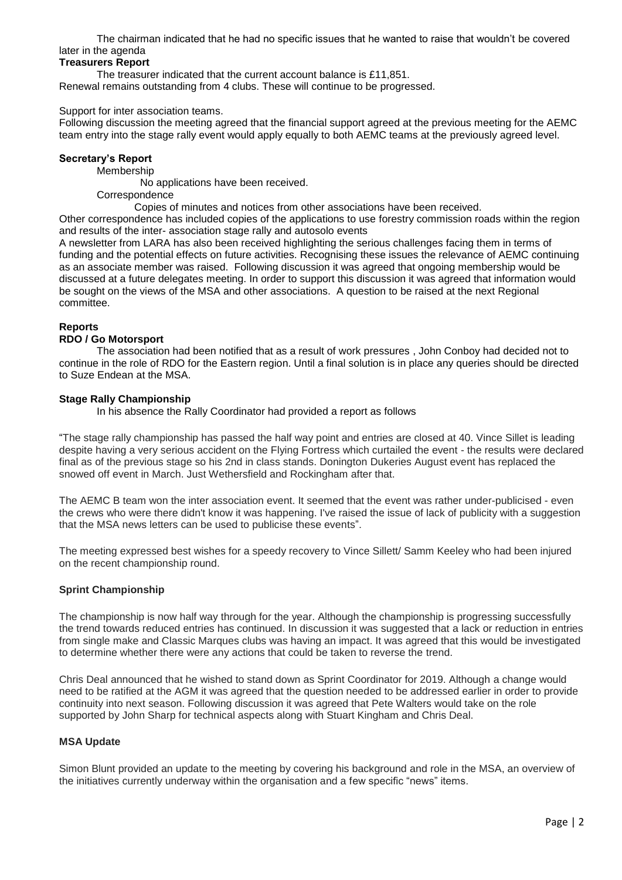The chairman indicated that he had no specific issues that he wanted to raise that wouldn't be covered later in the agenda

**Treasurers Report**

The treasurer indicated that the current account balance is £11,851.
Renewal remains outstanding from 4 clubs. These will continue to be progressed.

Support for inter association teams.
Following discussion the meeting agreed that the financial support agreed at the previous meeting for the AEMC team entry into the stage rally event would apply equally to both AEMC teams at the previously agreed level.

**Secretary's Report**

Membership

No applications have been received.

Correspondence

Copies of minutes and notices from other associations have been received.

Other correspondence has included copies of the applications to use forestry commission roads within the region and results of the inter- association stage rally and autosolo events

A newsletter from LARA has also been received highlighting the serious challenges facing them in terms of funding and the potential effects on future activities. Recognising these issues the relevance of AEMC continuing as an associate member was raised. Following discussion it was agreed that ongoing membership would be discussed at a future delegates meeting. In order to support this discussion it was agreed that information would be sought on the views of the MSA and other associations. A question to be raised at the next Regional committee.

**Reports**

**RDO / Go Motorsport**

The association had been notified that as a result of work pressures , John Conboy had decided not to continue in the role of RDO for the Eastern region. Until a final solution is in place any queries should be directed to Suze Endean at the MSA.

**Stage Rally Championship**

In his absence the Rally Coordinator had provided a report as follows

"The stage rally championship has passed the half way point and entries are closed at 40. Vince Sillet is leading despite having a very serious accident on the Flying Fortress which curtailed the event - the results were declared final as of the previous stage so his 2nd in class stands. Donington Dukeries August event has replaced the snowed off event in March. Just Wethersfield and Rockingham after that.

The AEMC B team won the inter association event. It seemed that the event was rather under-publicised - even the crews who were there didn't know it was happening. I've raised the issue of lack of publicity with a suggestion that the MSA news letters can be used to publicise these events".

The meeting expressed best wishes for a speedy recovery to Vince Sillett/ Samm Keeley who had been injured on the recent championship round.

**Sprint Championship**

The championship is now half way through for the year. Although the championship is progressing successfully the trend towards reduced entries has continued. In discussion it was suggested that a lack or reduction in entries from single make and Classic Marques clubs was having an impact. It was agreed that this would be investigated to determine whether there were any actions that could be taken to reverse the trend.

Chris Deal announced that he wished to stand down as Sprint Coordinator for 2019. Although a change would need to be ratified at the AGM it was agreed that the question needed to be addressed earlier in order to provide continuity into next season. Following discussion it was agreed that Pete Walters would take on the role supported by John Sharp for technical aspects along with Stuart Kingham and Chris Deal.

**MSA Update**

Simon Blunt provided an update to the meeting by covering his background and role in the MSA, an overview of the initiatives currently underway within the organisation and a few specific "news" items.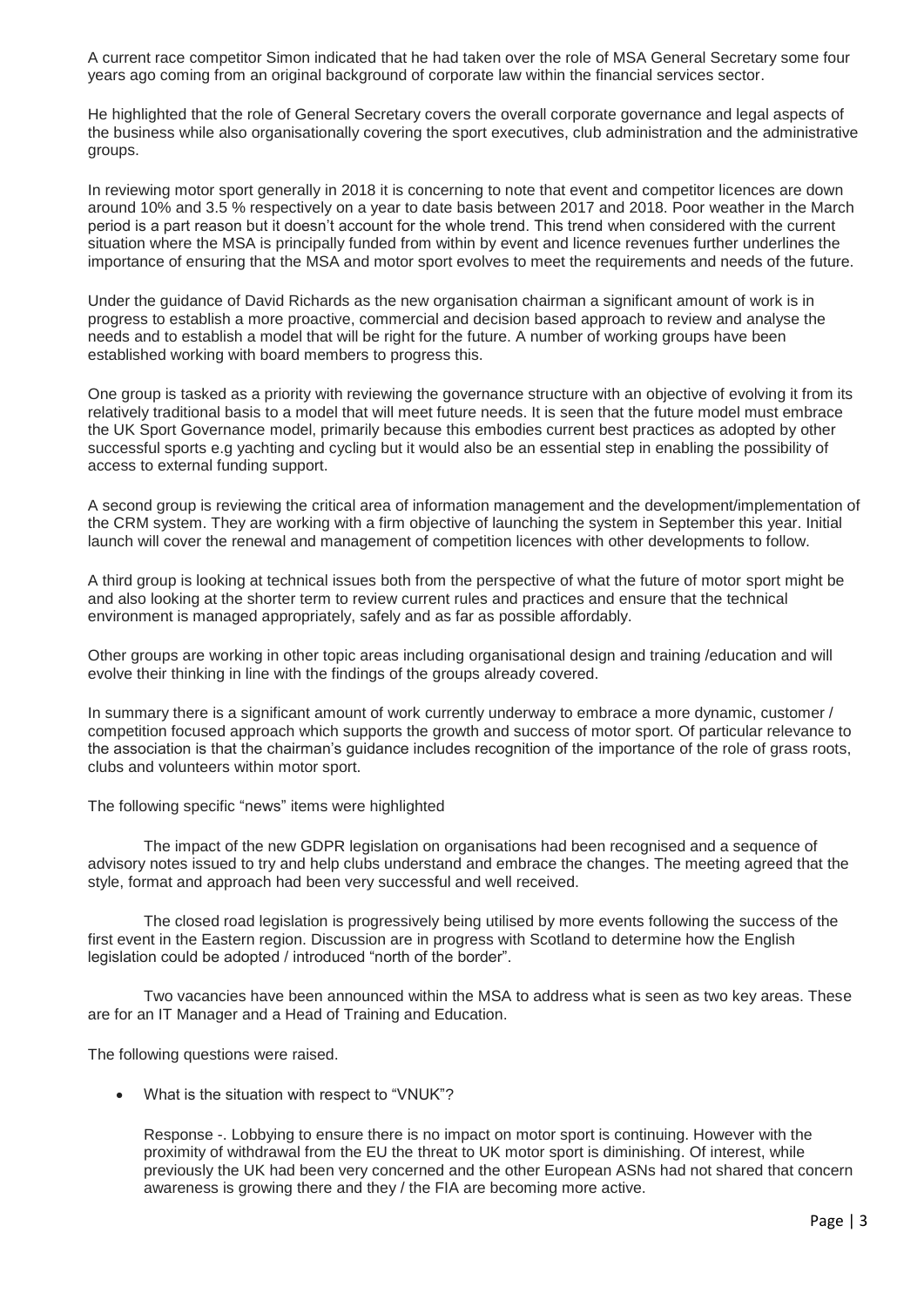A current race competitor Simon indicated that he had taken over the role of MSA General Secretary some four years ago coming from an original background of corporate law within the financial services sector.

He highlighted that the role of General Secretary covers the overall corporate governance and legal aspects of the business while also organisationally covering the sport executives, club administration and the administrative groups.

In reviewing motor sport generally in 2018 it is concerning to note that event and competitor licences are down around 10% and 3.5 % respectively on a year to date basis between 2017 and 2018. Poor weather in the March period is a part reason but it doesn't account for the whole trend. This trend when considered with the current situation where the MSA is principally funded from within by event and licence revenues further underlines the importance of ensuring that the MSA and motor sport evolves to meet the requirements and needs of the future.

Under the guidance of David Richards as the new organisation chairman a significant amount of work is in progress to establish a more proactive, commercial and decision based approach to review and analyse the needs and to establish a model that will be right for the future. A number of working groups have been established working with board members to progress this.

One group is tasked as a priority with reviewing the governance structure with an objective of evolving it from its relatively traditional basis to a model that will meet future needs. It is seen that the future model must embrace the UK Sport Governance model, primarily because this embodies current best practices as adopted by other successful sports e.g yachting and cycling but it would also be an essential step in enabling the possibility of access to external funding support.

A second group is reviewing the critical area of information management and the development/implementation of the CRM system. They are working with a firm objective of launching the system in September this year. Initial launch will cover the renewal and management of competition licences with other developments to follow.

A third group is looking at technical issues both from the perspective of what the future of motor sport might be and also looking at the shorter term to review current rules and practices and ensure that the technical environment is managed appropriately, safely and as far as possible affordably.

Other groups are working in other topic areas including organisational design and training /education and will evolve their thinking in line with the findings of the groups already covered.

In summary there is a significant amount of work currently underway to embrace a more dynamic, customer / competition focused approach which supports the growth and success of motor sport. Of particular relevance to the association is that the chairman's guidance includes recognition of the importance of the role of grass roots, clubs and volunteers within motor sport.

The following specific "news" items were highlighted

The impact of the new GDPR legislation on organisations had been recognised and a sequence of advisory notes issued to try and help clubs understand and embrace the changes. The meeting agreed that the style, format and approach had been very successful and well received.

The closed road legislation is progressively being utilised by more events following the success of the first event in the Eastern region. Discussion are in progress with Scotland to determine how the English legislation could be adopted / introduced "north of the border".

Two vacancies have been announced within the MSA to address what is seen as two key areas. These are for an IT Manager and a Head of Training and Education.

The following questions were raised.

- What is the situation with respect to "VNUK"?

  Response -. Lobbying to ensure there is no impact on motor sport is continuing. However with the proximity of withdrawal from the EU the threat to UK motor sport is diminishing. Of interest, while previously the UK had been very concerned and the other European ASNs had not shared that concern awareness is growing there and they / the FIA are becoming more active.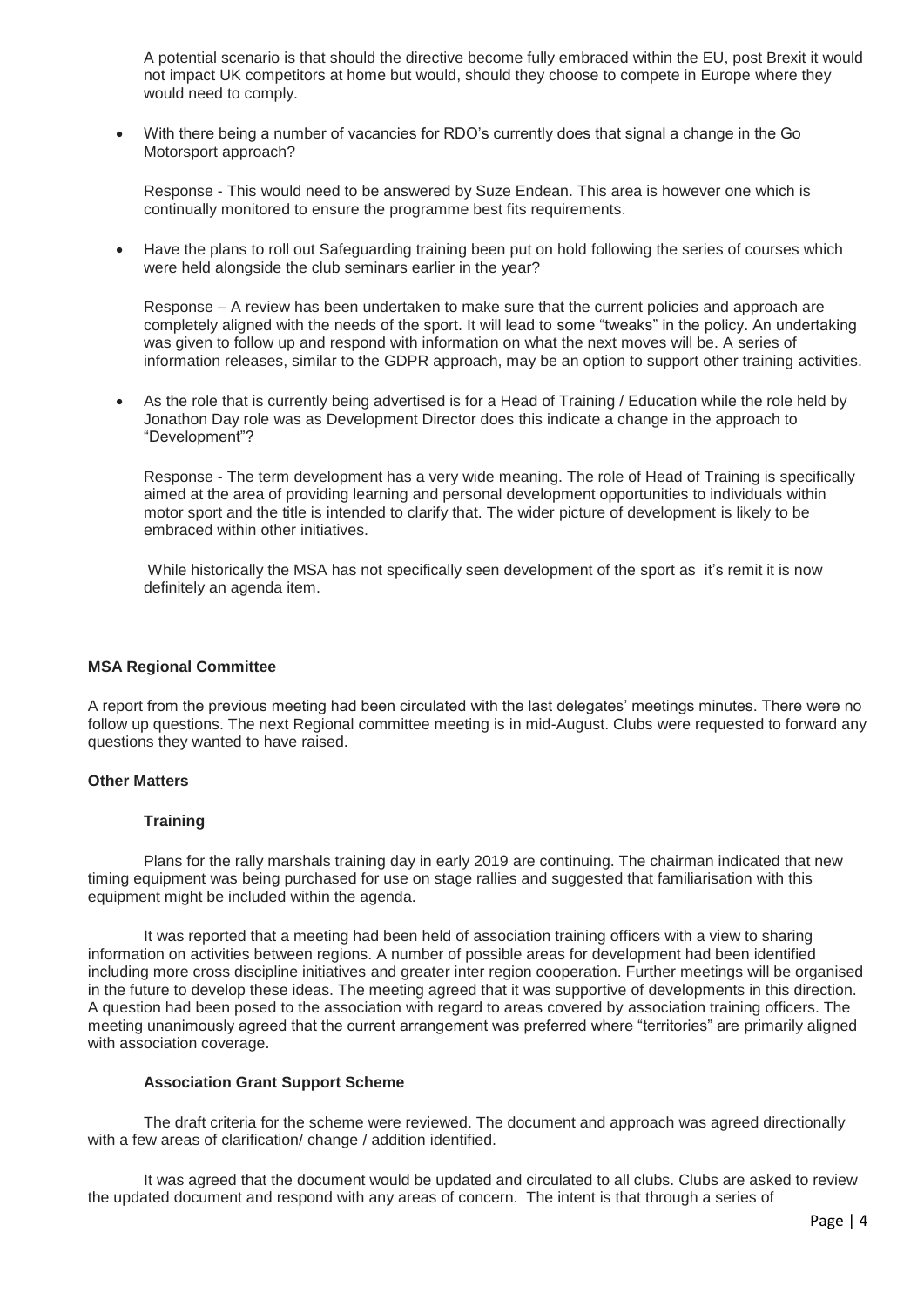A potential scenario is that should the directive become fully embraced within the EU, post Brexit it would not impact UK competitors at home but would, should they choose to compete in Europe where they would need to comply.

- With there being a number of vacancies for RDO's currently does that signal a change in the Go Motorsport approach?

  Response - This would need to be answered by Suze Endean. This area is however one which is continually monitored to ensure the programme best fits requirements.

- Have the plans to roll out Safeguarding training been put on hold following the series of courses which were held alongside the club seminars earlier in the year?

  Response – A review has been undertaken to make sure that the current policies and approach are completely aligned with the needs of the sport. It will lead to some "tweaks" in the policy. An undertaking was given to follow up and respond with information on what the next moves will be. A series of information releases, similar to the GDPR approach, may be an option to support other training activities.

- As the role that is currently being advertised is for a Head of Training / Education while the role held by Jonathon Day role was as Development Director does this indicate a change in the approach to "Development"?

  Response - The term development has a very wide meaning. The role of Head of Training is specifically aimed at the area of providing learning and personal development opportunities to individuals within motor sport and the title is intended to clarify that. The wider picture of development is likely to be embraced within other initiatives.

  While historically the MSA has not specifically seen development of the sport as it's remit it is now definitely an agenda item.

**MSA Regional Committee**

A report from the previous meeting had been circulated with the last delegates' meetings minutes. There were no follow up questions. The next Regional committee meeting is in mid-August. Clubs were requested to forward any questions they wanted to have raised.

**Other Matters**

**Training**

Plans for the rally marshals training day in early 2019 are continuing. The chairman indicated that new timing equipment was being purchased for use on stage rallies and suggested that familiarisation with this equipment might be included within the agenda.

It was reported that a meeting had been held of association training officers with a view to sharing information on activities between regions. A number of possible areas for development had been identified including more cross discipline initiatives and greater inter region cooperation. Further meetings will be organised in the future to develop these ideas. The meeting agreed that it was supportive of developments in this direction. A question had been posed to the association with regard to areas covered by association training officers. The meeting unanimously agreed that the current arrangement was preferred where "territories" are primarily aligned with association coverage.

**Association Grant Support Scheme**

The draft criteria for the scheme were reviewed. The document and approach was agreed directionally with a few areas of clarification/ change / addition identified.

It was agreed that the document would be updated and circulated to all clubs. Clubs are asked to review the updated document and respond with any areas of concern. The intent is that through a series of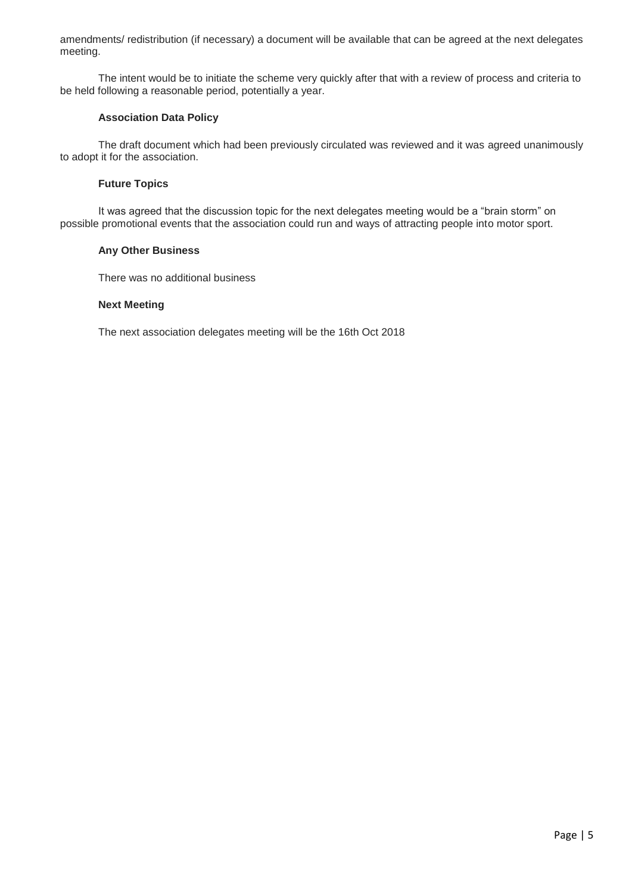amendments/ redistribution (if necessary) a document will be available that can be agreed at the next delegates meeting.

The intent would be to initiate the scheme very quickly after that with a review of process and criteria to be held following a reasonable period, potentially a year.

**Association Data Policy**

The draft document which had been previously circulated was reviewed and it was agreed unanimously to adopt it for the association.

**Future Topics**

It was agreed that the discussion topic for the next delegates meeting would be a "brain storm" on possible promotional events that the association could run and ways of attracting people into motor sport.

**Any Other Business**

There was no additional business

**Next Meeting**

The next association delegates meeting will be the 16th Oct 2018